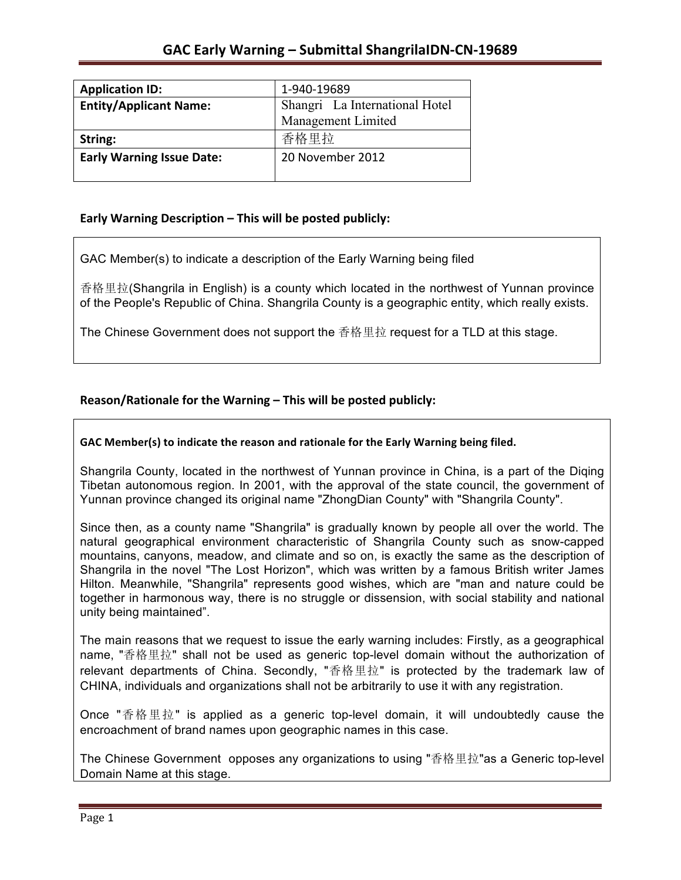# GAC Early Warning – Submittal ShangrilaIDN-CN-19689

| | |
|---|---|
| **Application ID:** | 1-940-19689 |
| **Entity/Applicant Name:** | Shangri La International Hotel Management Limited |
| **String:** | 香格里拉 |
| **Early Warning Issue Date:** | 20 November 2012 |

## Early Warning Description – This will be posted publicly:

GAC Member(s) to indicate a description of the Early Warning being filed

香格里拉(Shangrila in English) is a county which located in the northwest of Yunnan province of the People's Republic of China. Shangrila County is a geographic entity, which really exists.

The Chinese Government does not support the 香格里拉 request for a TLD at this stage.

## Reason/Rationale for the Warning – This will be posted publicly:

**GAC Member(s) to indicate the reason and rationale for the Early Warning being filed.**

Shangrila County, located in the northwest of Yunnan province in China, is a part of the Diqing Tibetan autonomous region. In 2001, with the approval of the state council, the government of Yunnan province changed its original name "ZhongDian County" with "Shangrila County".

Since then, as a county name "Shangrila" is gradually known by people all over the world. The natural geographical environment characteristic of Shangrila County such as snow-capped mountains, canyons, meadow, and climate and so on, is exactly the same as the description of Shangrila in the novel "The Lost Horizon", which was written by a famous British writer James Hilton. Meanwhile, "Shangrila" represents good wishes, which are "man and nature could be together in harmonous way, there is no struggle or dissension, with social stability and national unity being maintained".

The main reasons that we request to issue the early warning includes: Firstly, as a geographical name, "香格里拉" shall not be used as generic top-level domain without the authorization of relevant departments of China. Secondly, "香格里拉" is protected by the trademark law of CHINA, individuals and organizations shall not be arbitrarily to use it with any registration.

Once "香格里拉" is applied as a generic top-level domain, it will undoubtedly cause the encroachment of brand names upon geographic names in this case.

The Chinese Government opposes any organizations to using "香格里拉"as a Generic top-level Domain Name at this stage.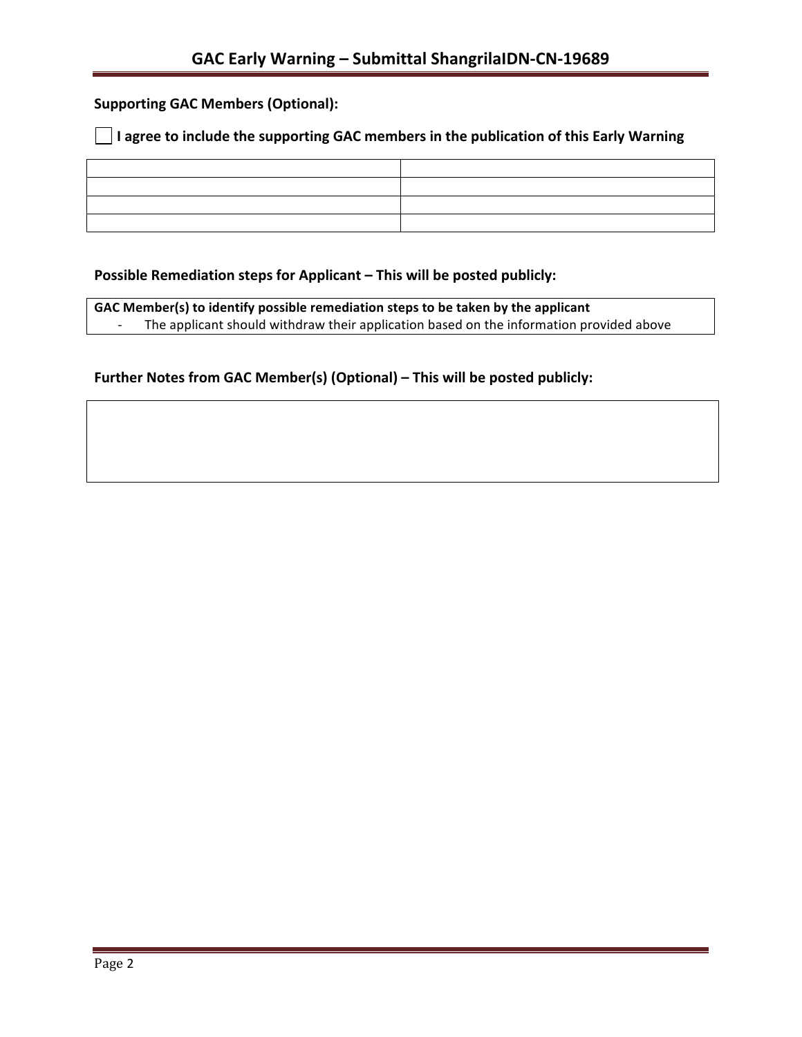**Supporting GAC Members (Optional):**

☐ **I agree to include the supporting GAC members in the publication of this Early Warning**

| | |
|---|---|
| | |
| | |
| | |

**Possible Remediation steps for Applicant – This will be posted publicly:**

| **GAC Member(s) to identify possible remediation steps to be taken by the applicant** |
|---|
| - The applicant should withdraw their application based on the information provided above |

**Further Notes from GAC Member(s) (Optional) – This will be posted publicly:**

| |
|---|
| |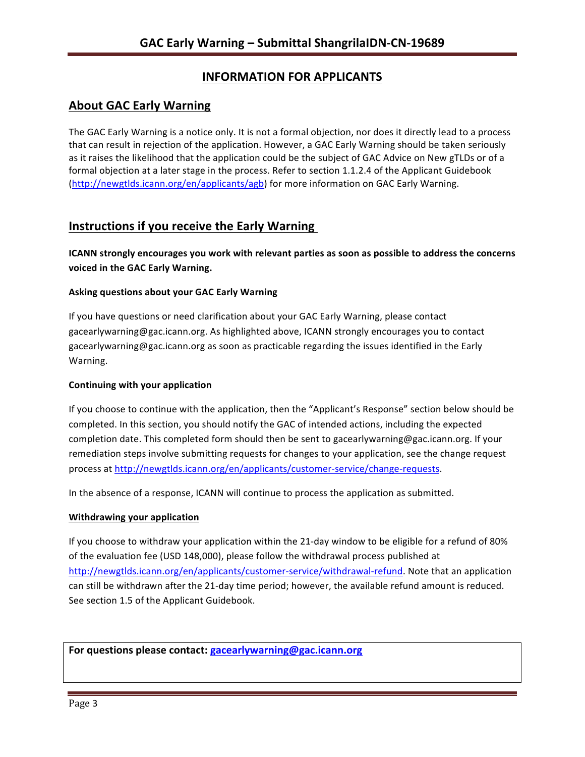# INFORMATION FOR APPLICANTS

## About GAC Early Warning

The GAC Early Warning is a notice only. It is not a formal objection, nor does it directly lead to a process that can result in rejection of the application. However, a GAC Early Warning should be taken seriously as it raises the likelihood that the application could be the subject of GAC Advice on New gTLDs or of a formal objection at a later stage in the process. Refer to section 1.1.2.4 of the Applicant Guidebook (http://newgtlds.icann.org/en/applicants/agb) for more information on GAC Early Warning.

## Instructions if you receive the Early Warning

**ICANN strongly encourages you work with relevant parties as soon as possible to address the concerns voiced in the GAC Early Warning.**

### Asking questions about your GAC Early Warning

If you have questions or need clarification about your GAC Early Warning, please contact gacearlywarning@gac.icann.org. As highlighted above, ICANN strongly encourages you to contact gacearlywarning@gac.icann.org as soon as practicable regarding the issues identified in the Early Warning.

### Continuing with your application

If you choose to continue with the application, then the "Applicant's Response" section below should be completed. In this section, you should notify the GAC of intended actions, including the expected completion date. This completed form should then be sent to gacearlywarning@gac.icann.org. If your remediation steps involve submitting requests for changes to your application, see the change request process at http://newgtlds.icann.org/en/applicants/customer-service/change-requests.

In the absence of a response, ICANN will continue to process the application as submitted.

### Withdrawing your application

If you choose to withdraw your application within the 21-day window to be eligible for a refund of 80% of the evaluation fee (USD 148,000), please follow the withdrawal process published at http://newgtlds.icann.org/en/applicants/customer-service/withdrawal-refund. Note that an application can still be withdrawn after the 21-day time period; however, the available refund amount is reduced. See section 1.5 of the Applicant Guidebook.

**For questions please contact: gacearlywarning@gac.icann.org**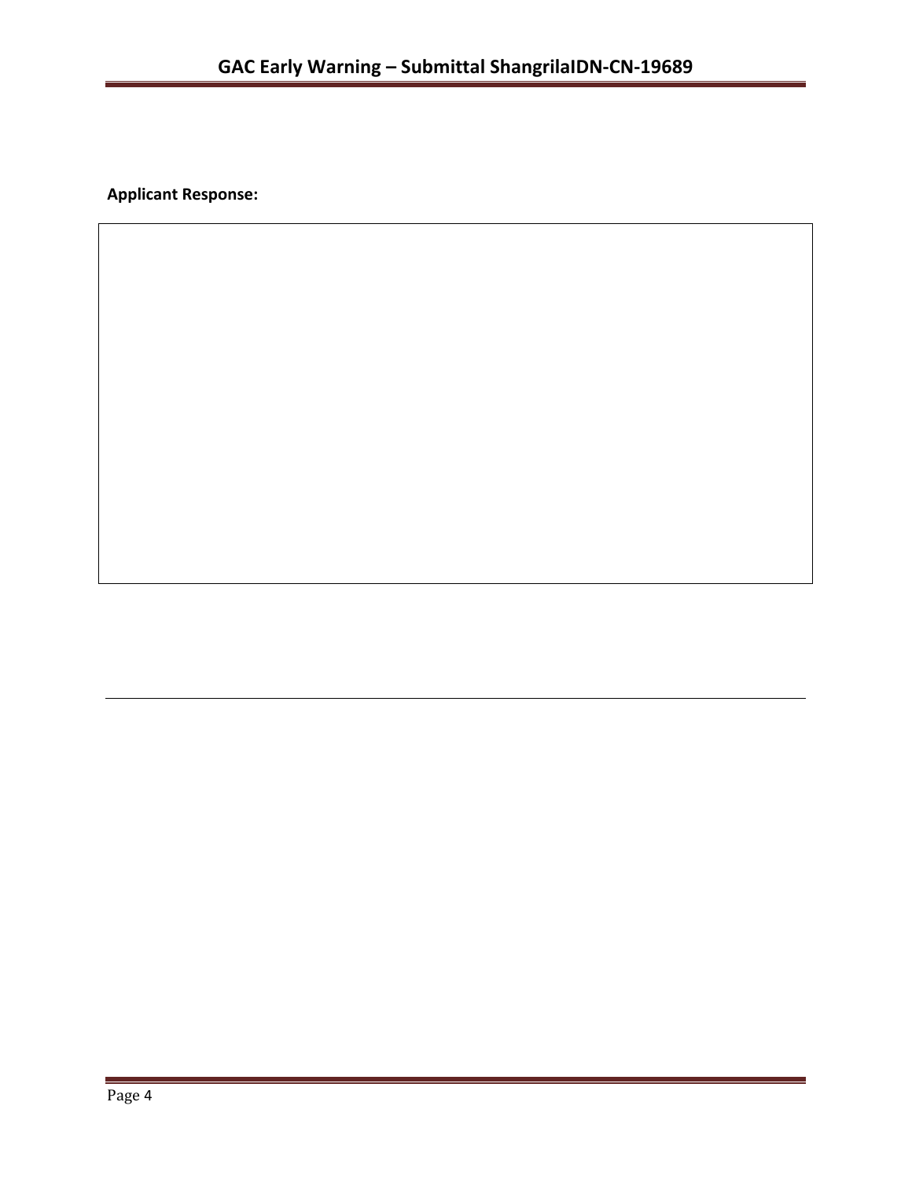**Applicant Response:**